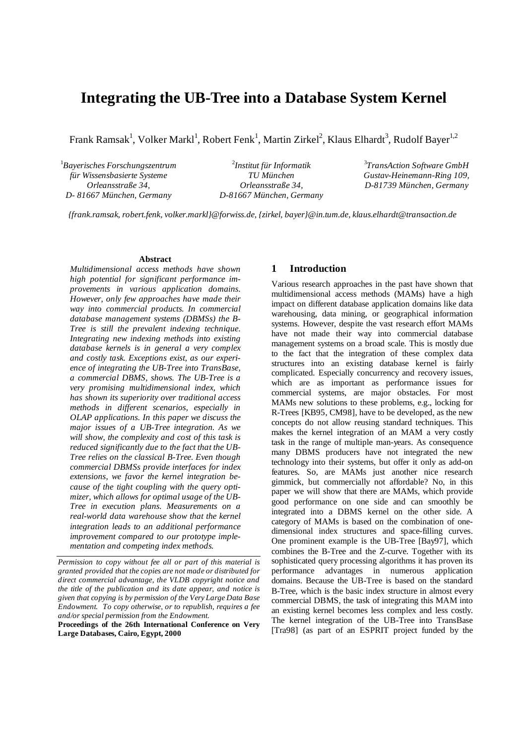# Integrating the UB-Tree into a Database System Kernel

Frank Ramsak[1], Volker Markl[1], Robert Fenk[1], Martin Zirkel[2], Klaus Elhardt[3], Rudolf Bayer[1,2]

[1]*Bayerisches Forschungszentrum für Wissensbasierte Systeme Orleansstraße 34, D- 81667 München, Germany*

[2]*Institut für Informatik TU München Orleansstraße 34, D-81667 München, Germany*

[3]*TransAction Software GmbH Gustav-Heinemann-Ring 109, D-81739 München, Germany*

*{frank.ramsak, robert.fenk, volker.markl}@forwiss.de, {zirkel, bayer}@in.tum.de, klaus.elhardt@transaction.de*

**Abstract**

*Multidimensional access methods have shown high potential for significant performance improvements in various application domains. However, only few approaches have made their way into commercial products. In commercial database management systems (DBMSs) the B-Tree is still the prevalent indexing technique. Integrating new indexing methods into existing database kernels is in general a very complex and costly task. Exceptions exist, as our experience of integrating the UB-Tree into TransBase, a commercial DBMS, shows. The UB-Tree is a very promising multidimensional index, which has shown its superiority over traditional access methods in different scenarios, especially in OLAP applications. In this paper we discuss the major issues of a UB-Tree integration. As we will show, the complexity and cost of this task is reduced significantly due to the fact that the UB-Tree relies on the classical B-Tree. Even though commercial DBMSs provide interfaces for index extensions, we favor the kernel integration because of the tight coupling with the query optimizer, which allows for optimal usage of the UB-Tree in execution plans. Measurements on a real-world data warehouse show that the kernel integration leads to an additional performance improvement compared to our prototype implementation and competing index methods.*

*Permission to copy without fee all or part of this material is granted provided that the copies are not made or distributed for direct commercial advantage, the VLDB copyright notice and the title of the publication and its date appear, and notice is given that copying is by permission of the Very Large Data Base Endowment. To copy otherwise, or to republish, requires a fee and/or special permission from the Endowment.*

**Proceedings of the 26th International Conference on Very Large Databases, Cairo, Egypt, 2000**

## 1 Introduction

Various research approaches in the past have shown that multidimensional access methods (MAMs) have a high impact on different database application domains like data warehousing, data mining, or geographical information systems. However, despite the vast research effort MAMs have not made their way into commercial database management systems on a broad scale. This is mostly due to the fact that the integration of these complex data structures into an existing database kernel is fairly complicated. Especially concurrency and recovery issues, which are as important as performance issues for commercial systems, are major obstacles. For most MAMs new solutions to these problems, e.g., locking for R-Trees [KB95, CM98], have to be developed, as the new concepts do not allow reusing standard techniques. This makes the kernel integration of an MAM a very costly task in the range of multiple man-years. As consequence many DBMS producers have not integrated the new technology into their systems, but offer it only as add-on features. So, are MAMs just another nice research gimmick, but commercially not affordable? No, in this paper we will show that there are MAMs, which provide good performance on one side and can smoothly be integrated into a DBMS kernel on the other side. A category of MAMs is based on the combination of one-dimensional index structures and space-filling curves. One prominent example is the UB-Tree [Bay97], which combines the B-Tree and the Z-curve. Together with its sophisticated query processing algorithms it has proven its performance advantages in numerous application domains. Because the UB-Tree is based on the standard B-Tree, which is the basic index structure in almost every commercial DBMS, the task of integrating this MAM into an existing kernel becomes less complex and less costly. The kernel integration of the UB-Tree into TransBase [Tra98] (as part of an ESPRIT project funded by the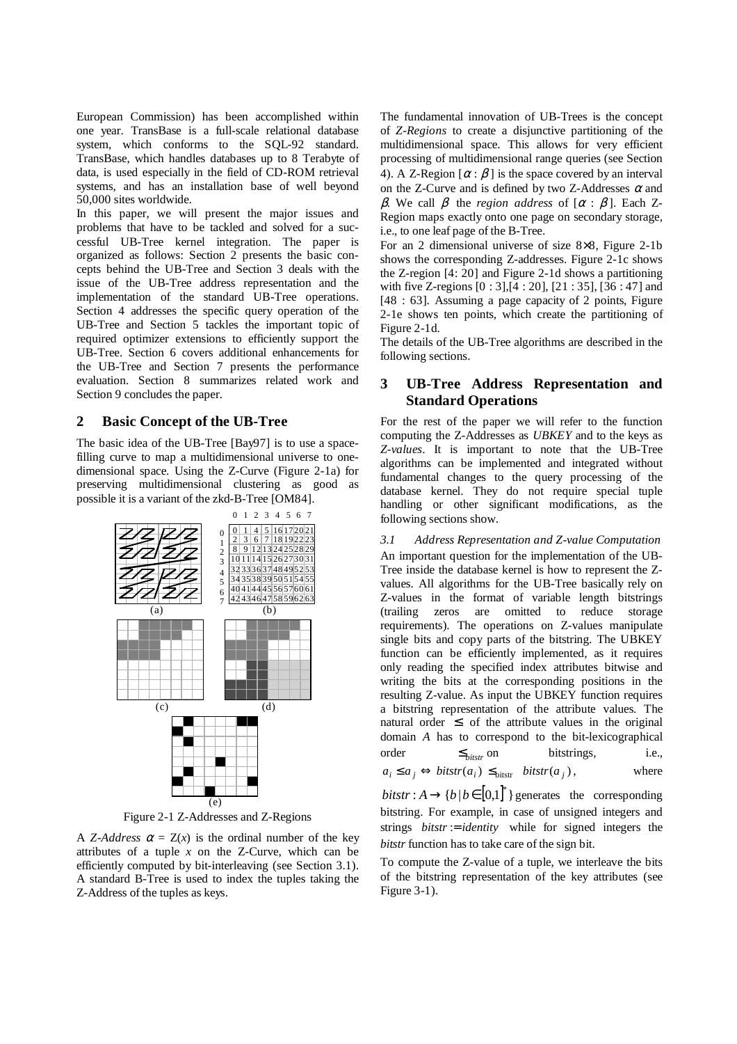European Commission) has been accomplished within one year. TransBase is a full-scale relational database system, which conforms to the SQL-92 standard. TransBase, which handles databases up to 8 Terabyte of data, is used especially in the field of CD-ROM retrieval systems, and has an installation base of well beyond 50,000 sites worldwide.

In this paper, we will present the major issues and problems that have to be tackled and solved for a successful UB-Tree kernel integration. The paper is organized as follows: Section 2 presents the basic concepts behind the UB-Tree and Section 3 deals with the issue of the UB-Tree address representation and the implementation of the standard UB-Tree operations. Section 4 addresses the specific query operation of the UB-Tree and Section 5 tackles the important topic of required optimizer extensions to efficiently support the UB-Tree. Section 6 covers additional enhancements for the UB-Tree and Section 7 presents the performance evaluation. Section 8 summarizes related work and Section 9 concludes the paper.

## 2 Basic Concept of the UB-Tree

The basic idea of the UB-Tree [Bay97] is to use a space-filling curve to map a multidimensional universe to one-dimensional space. Using the Z-Curve (Figure 2-1a) for preserving multidimensional clustering as good as possible it is a variant of the zkd-B-Tree [OM84].

|   | 0 | 1 | 2 | 3 | 4 | 5 | 6 | 7 |
|---|---|---|---|---|---|---|---|---|
| 0 | 0 | 1 | 4 | 5 | 16 | 17 | 20 | 21 |
| 1 | 2 | 3 | 6 | 7 | 18 | 19 | 22 | 23 |
| 2 | 8 | 9 | 12 | 13 | 24 | 25 | 28 | 29 |
| 3 | 10 | 11 | 14 | 15 | 26 | 27 | 30 | 31 |
| 4 | 32 | 33 | 36 | 37 | 48 | 49 | 52 | 53 |
| 5 | 34 | 35 | 38 | 39 | 50 | 51 | 54 | 55 |
| 6 | 40 | 41 | 44 | 45 | 56 | 57 | 60 | 61 |
| 7 | 42 | 43 | 46 | 47 | 58 | 59 | 62 | 63 |

Figure 2-1 Z-Addresses and Z-Regions

A *Z-Address* $\alpha = Z(x)$ is the ordinal number of the key attributes of a tuple $x$ on the Z-Curve, which can be efficiently computed by bit-interleaving (see Section 3.1). A standard B-Tree is used to index the tuples taking the Z-Address of the tuples as keys.

The fundamental innovation of UB-Trees is the concept of *Z-Regions* to create a disjunctive partitioning of the multidimensional space. This allows for very efficient processing of multidimensional range queries (see Section 4). A Z-Region $[\alpha : \beta]$ is the space covered by an interval on the Z-Curve and is defined by two Z-Addresses $\alpha$ and $\beta$. We call $\beta$ the *region address* of $[\alpha : \beta]$. Each Z-Region maps exactly onto one page on secondary storage, i.e., to one leaf page of the B-Tree.

For an 2 dimensional universe of size 8×8, Figure 2-1b shows the corresponding Z-addresses. Figure 2-1c shows the Z-region [4: 20] and Figure 2-1d shows a partitioning with five Z-regions [0 : 3],[4 : 20], [21 : 35], [36 : 47] and [48 : 63]. Assuming a page capacity of 2 points, Figure 2-1e shows ten points, which create the partitioning of Figure 2-1d.

The details of the UB-Tree algorithms are described in the following sections.

## 3 UB-Tree Address Representation and Standard Operations

For the rest of the paper we will refer to the function computing the Z-Addresses as *UBKEY* and to the keys as *Z-values*. It is important to note that the UB-Tree algorithms can be implemented and integrated without fundamental changes to the query processing of the database kernel. They do not require special tuple handling or other significant modifications, as the following sections show.

### 3.1 Address Representation and Z-value Computation

An important question for the implementation of the UB-Tree inside the database kernel is how to represent the Z-values. All algorithms for the UB-Tree basically rely on Z-values in the format of variable length bitstrings (trailing zeros are omitted to reduce storage requirements). The operations on Z-values manipulate single bits and copy parts of the bitstring. The UBKEY function can be efficiently implemented, as it requires only reading the specified index attributes bitwise and writing the bits at the corresponding positions in the resulting Z-value. As input the UBKEY function requires a bitstring representation of the attribute values. The natural order $\leq$ of the attribute values in the original domain $A$ has to correspond to the bit-lexicographical order $\leq_{bitstr}$ on bitstrings, i.e., $a_i \leq a_j \Leftrightarrow bitstr(a_i) \leq_{\text{bitstr}} bitstr(a_j)$, where $bitstr: A \rightarrow \{b \mid b \in [0,1]^*\}$ generates the corresponding bitstring. For example, in case of unsigned integers and strings $bitstr := identity$ while for signed integers the *bitstr* function has to take care of the sign bit.

To compute the Z-value of a tuple, we interleave the bits of the bitstring representation of the key attributes (see Figure 3-1).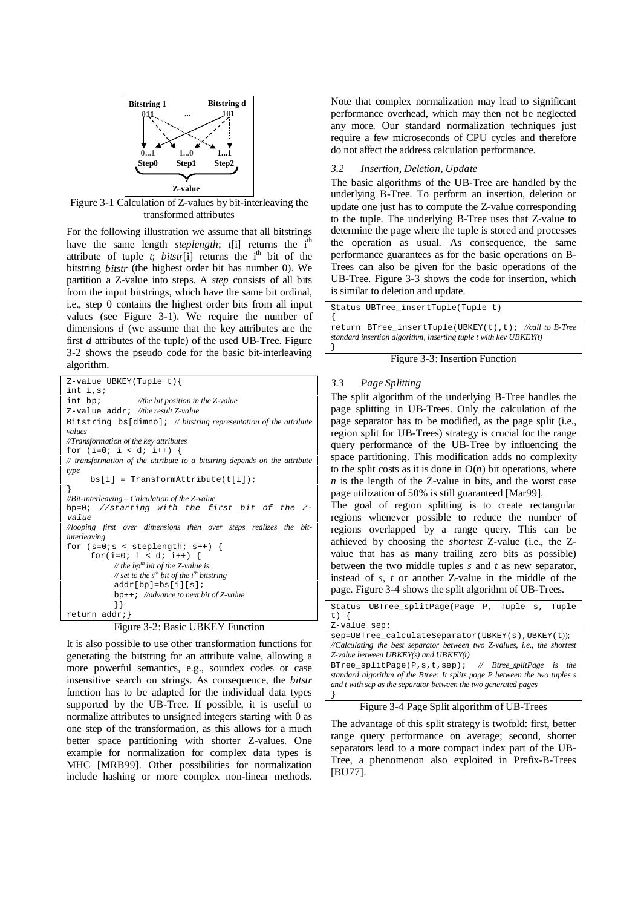Figure 3-1 Calculation of Z-values by bit-interleaving the transformed attributes

For the following illustration we assume that all bitstrings have the same length *steplength*; *t*[i] returns the i[th] attribute of tuple *t*; *bitstr*[i] returns the i[th] bit of the bitstring *bitstr* (the highest order bit has number 0). We partition a Z-value into steps. A *step* consists of all bits from the input bitstrings, which have the same bit ordinal, i.e., step 0 contains the highest order bits from all input values (see Figure 3-1). We require the number of dimensions *d* (we assume that the key attributes are the first *d* attributes of the tuple) of the used UB-Tree. Figure 3-2 shows the pseudo code for the basic bit-interleaving algorithm.

```
Z-value UBKEY(Tuple t){
int i,s;
int bp;         //the bit position in the Z-value
Z-value addr;  //the result Z-value
Bitstring bs[dimno]; // bitstring representation of the attribute values
//Transformation of the key attributes
for (i=0; i < d; i++) {
// transformation of the attribute to a bitstring depends on the attribute type
     bs[i] = TransformAttribute(t[i]);
}
//Bit-interleaving – Calculation of the Z-value
bp=0; //starting with the first bit of the Z-value
//looping first over dimensions then over steps realizes the bit-interleaving
for (s=0;s < steplength; s++) {
     for(i=0; i < d; i++) {
          // the bp^th bit of the Z-value is
          // set to the s^th bit of the i^th bitstring
          addr[bp]=bs[i][s];
          bp++; //advance to next bit of Z-value
          }}
return addr;}
```

Figure 3-2: Basic UBKEY Function

It is also possible to use other transformation functions for generating the bitstring for an attribute value, allowing a more powerful semantics, e.g., soundex codes or case insensitive search on strings. As consequence, the *bitstr* function has to be adapted for the individual data types supported by the UB-Tree. If possible, it is useful to normalize attributes to unsigned integers starting with 0 as one step of the transformation, as this allows for a much better space partitioning with shorter Z-values. One example for normalization for complex data types is MHC [MRB99]. Other possibilities for normalization include hashing or more complex non-linear methods. Note that complex normalization may lead to significant performance overhead, which may then not be neglected any more. Our standard normalization techniques just require a few microseconds of CPU cycles and therefore do not affect the address calculation performance.

### *3.2 Insertion, Deletion, Update*

The basic algorithms of the UB-Tree are handled by the underlying B-Tree. To perform an insertion, deletion or update one just has to compute the Z-value corresponding to the tuple. The underlying B-Tree uses that Z-value to determine the page where the tuple is stored and processes the operation as usual. As consequence, the same performance guarantees as for the basic operations on B-Trees can also be given for the basic operations of the UB-Tree. Figure 3-3 shows the code for insertion, which is similar to deletion and update.

```
Status UBTree_insertTuple(Tuple t)
{
return BTree_insertTuple(UBKEY(t),t); //call to B-Tree standard insertion algorithm, inserting tuple t with key UBKEY(t)
}
```

Figure 3-3: Insertion Function

### *3.3 Page Splitting*

The split algorithm of the underlying B-Tree handles the page splitting in UB-Trees. Only the calculation of the page separator has to be modified, as the page split (i.e., region split for UB-Trees) strategy is crucial for the range query performance of the UB-Tree by influencing the space partitioning. This modification adds no complexity to the split costs as it is done in $O(n)$ bit operations, where $n$ is the length of the Z-value in bits, and the worst case page utilization of 50% is still guaranteed [Mar99].

The goal of region splitting is to create rectangular regions whenever possible to reduce the number of regions overlapped by a range query. This can be achieved by choosing the *shortest* Z-value (i.e., the Z-value that has as many trailing zero bits as possible) between the two middle tuples *s* and *t* as new separator, instead of *s*, *t* or another Z-value in the middle of the page. Figure 3-4 shows the split algorithm of UB-Trees.

```
Status UBTree_splitPage(Page P, Tuple s, Tuple t) {
Z-value sep;
sep=UBTree_calculateSeparator(UBKEY(s),UBKEY(t));
//Calculating the best separator between two Z-values, i.e., the shortest Z-value between UBKEY(s) and UBKEY(t)
BTree_splitPage(P,s,t,sep);  // Btree_splitPage is the standard algorithm of the Btree: It splits page P between the two tuples s and t with sep as the separator between the two generated pages
}
```

Figure 3-4 Page Split algorithm of UB-Trees

The advantage of this split strategy is twofold: first, better range query performance on average; second, shorter separators lead to a more compact index part of the UB-Tree, a phenomenon also exploited in Prefix-B-Trees [BU77].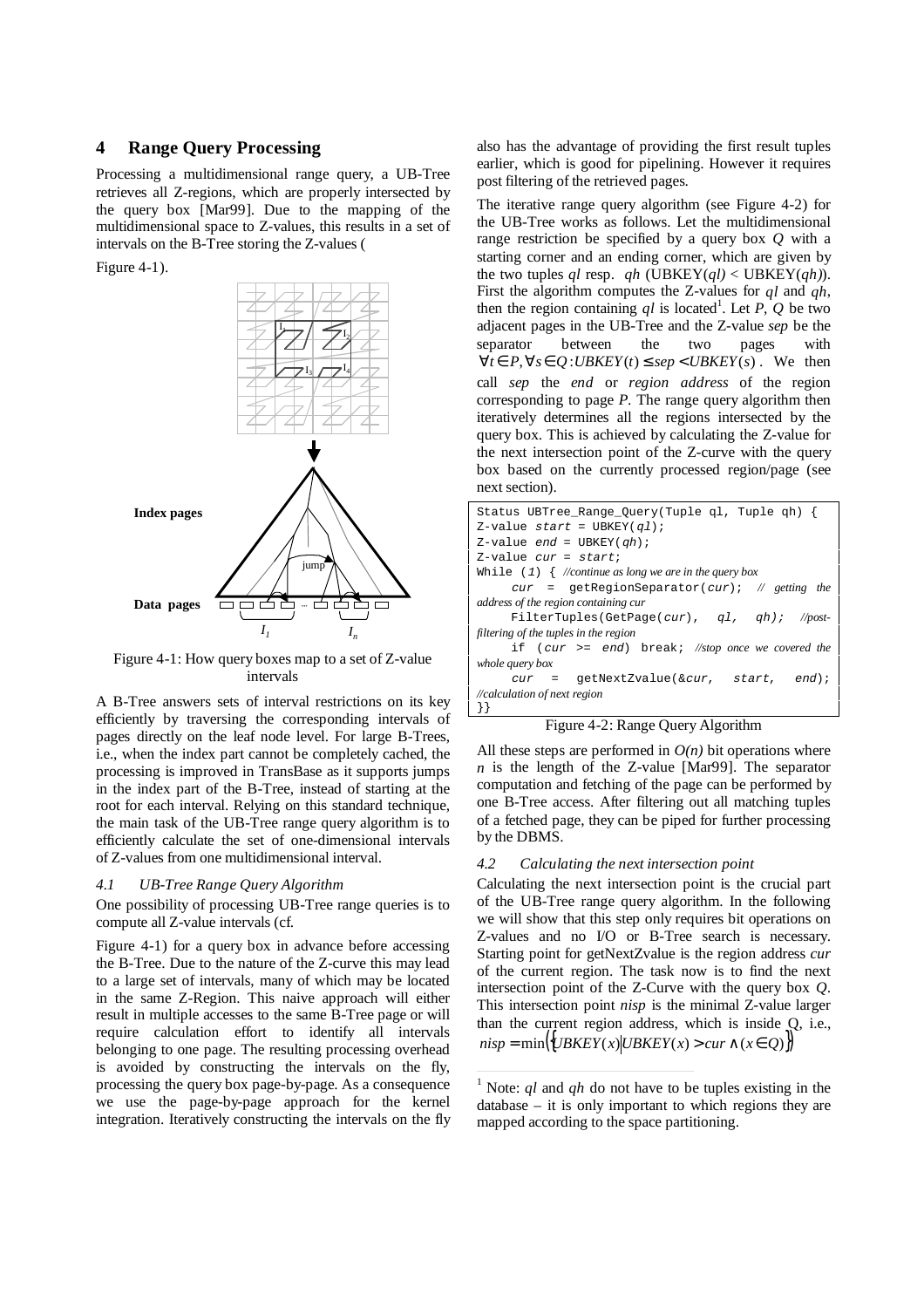## 4 Range Query Processing

Processing a multidimensional range query, a UB-Tree retrieves all Z-regions, which are properly intersected by the query box [Mar99]. Due to the mapping of the multidimensional space to Z-values, this results in a set of intervals on the B-Tree storing the Z-values (Figure 4-1).

Figure 4-1: How query boxes map to a set of Z-value intervals

A B-Tree answers sets of interval restrictions on its key efficiently by traversing the corresponding intervals of pages directly on the leaf node level. For large B-Trees, i.e., when the index part cannot be completely cached, the processing is improved in TransBase as it supports jumps in the index part of the B-Tree, instead of starting at the root for each interval. Relying on this standard technique, the main task of the UB-Tree range query algorithm is to efficiently calculate the set of one-dimensional intervals of Z-values from one multidimensional interval.

### 4.1 UB-Tree Range Query Algorithm

One possibility of processing UB-Tree range queries is to compute all Z-value intervals (cf. Figure 4-1) for a query box in advance before accessing the B-Tree. Due to the nature of the Z-curve this may lead to a large set of intervals, many of which may be located in the same Z-Region. This naive approach will either result in multiple accesses to the same B-Tree page or will require calculation effort to identify all intervals belonging to one page. The resulting processing overhead is avoided by constructing the intervals on the fly, processing the query box page-by-page. As a consequence we use the page-by-page approach for the kernel integration. Iteratively constructing the intervals on the fly also has the advantage of providing the first result tuples earlier, which is good for pipelining. However it requires post filtering of the retrieved pages.

The iterative range query algorithm (see Figure 4-2) for the UB-Tree works as follows. Let the multidimensional range restriction be specified by a query box *Q* with a starting corner and an ending corner, which are given by the two tuples *ql* resp. *qh* (UBKEY(*ql)* < UBKEY(*qh)*). First the algorithm computes the Z-values for *ql* and *qh*, then the region containing *ql* is located[1]. Let *P*, *Q* be two adjacent pages in the UB-Tree and the Z-value *sep* be the separator between the two pages with $\forall t \in P, \forall s \in Q : UBKEY(t) \leq sep < UBKEY(s)$. We then call *sep* the *end* or *region address* of the region corresponding to page *P*. The range query algorithm then iteratively determines all the regions intersected by the query box. This is achieved by calculating the Z-value for the next intersection point of the Z-curve with the query box based on the currently processed region/page (see next section).

```
Status UBTree_Range_Query(Tuple ql, Tuple qh) {
Z-value start = UBKEY(ql);
Z-value end = UBKEY(qh);
Z-value cur = start;
While (1) { //continue as long we are in the query box
    cur = getRegionSeparator(cur); // getting the address of the region containing cur
    FilterTuples(GetPage(cur), ql, qh); //post-filtering of the tuples in the region
    if (cur >= end) break; //stop once we covered the whole query box
    cur = getNextZvalue(&cur, start, end); //calculation of next region
}}
```

Figure 4-2: Range Query Algorithm

All these steps are performed in $O(n)$ bit operations where $n$ is the length of the Z-value [Mar99]. The separator computation and fetching of the page can be performed by one B-Tree access. After filtering out all matching tuples of a fetched page, they can be piped for further processing by the DBMS.

### 4.2 Calculating the next intersection point

Calculating the next intersection point is the crucial part of the UB-Tree range query algorithm. In the following we will show that this step only requires bit operations on Z-values and no I/O or B-Tree search is necessary. Starting point for getNextZvalue is the region address *cur* of the current region. The task now is to find the next intersection point of the Z-Curve with the query box *Q*. This intersection point *nisp* is the minimal Z-value larger than the current region address, which is inside Q, i.e., $nisp = \min\left(\{UBKEY(x) | UBKEY(x) > cur \wedge (x \in Q)\}\right)$

[1] Note: *ql* and *qh* do not have to be tuples existing in the database – it is only important to which regions they are mapped according to the space partitioning.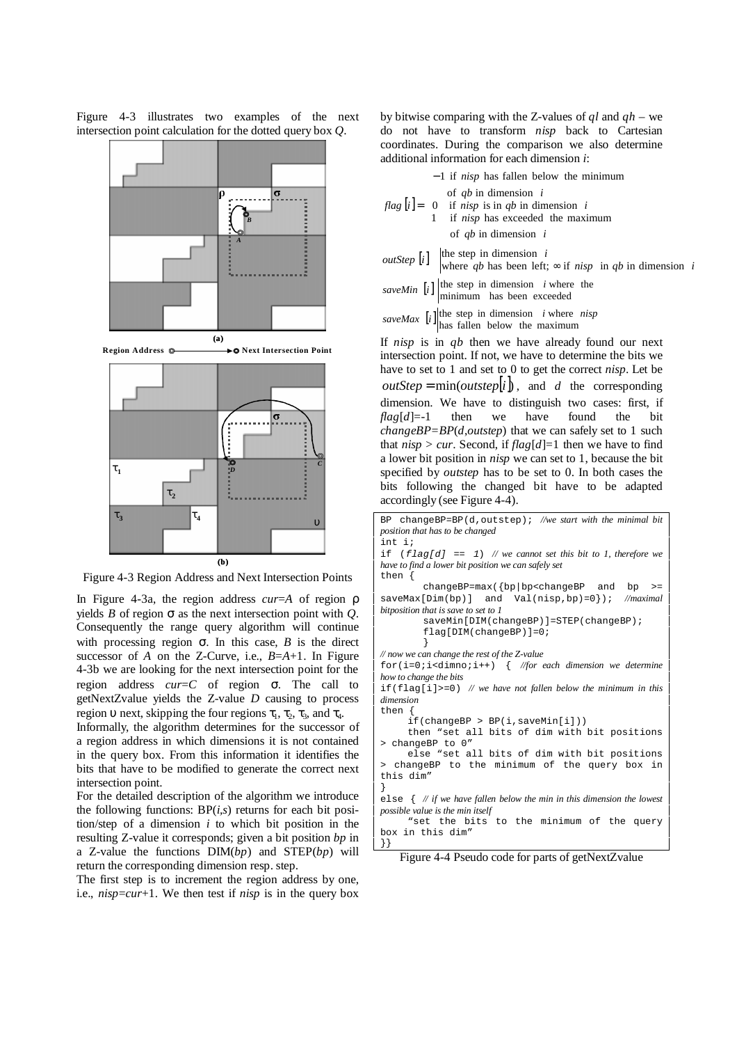Figure 4-3 illustrates two examples of the next intersection point calculation for the dotted query box $Q$.

Figure 4-3 Region Address and Next Intersection Points

In Figure 4-3a, the region address $cur$=$A$ of region ρ yields $B$ of region σ as the next intersection point with $Q$. Consequently the range query algorithm will continue with processing region σ. In this case, $B$ is the direct successor of $A$ on the Z-Curve, i.e., $B$=$A$+1. In Figure 4-3b we are looking for the next intersection point for the region address $cur$=$C$ of region σ. The call to getNextZvalue yields the Z-value $D$ causing to process region υ next, skipping the four regions $\tau_1$, $\tau_2$, $\tau_3$, and $\tau_4$.

Informally, the algorithm determines for the successor of a region address in which dimensions it is not contained in the query box. From this information it identifies the bits that have to be modified to generate the correct next intersection point.

For the detailed description of the algorithm we introduce the following functions: BP($i$,$s$) returns for each bit position/step of a dimension $i$ to which bit position in the resulting Z-value it corresponds; given a bit position $bp$ in a Z-value the functions DIM($bp$) and STEP($bp$) will return the corresponding dimension resp. step.

The first step is to increment the region address by one, i.e., $nisp$=$cur$+1. We then test if $nisp$ is in the query box by bitwise comparing with the Z-values of $ql$ and $qh$ – we do not have to transform $nisp$ back to Cartesian coordinates. During the comparison we also determine additional information for each dimension $i$:

$$flag[i] = \begin{cases} -1 & \text{if } nisp \text{ has fallen below the minimum of } qb \text{ in dimension } i \\ 0 & \text{if } nisp \text{ is in } qb \text{ in dimension } i \\ 1 & \text{if } nisp \text{ has exceeded the maximum of } qb \text{ in dimension } i \end{cases}$$

$$outStep[i] \; \begin{cases} \text{the step in dimension } i \\ \text{where } qb \text{ has been left; } \infty \text{ if } nisp \text{ in } qb \text{ in dimension } i \end{cases}$$

$$saveMin[i] \; \begin{cases} \text{the step in dimension } i \text{ where the} \\ \text{minimum has been exceeded} \end{cases}$$

$$saveMax[i] \; \begin{cases} \text{the step in dimension } i \text{ where } nisp \\ \text{has fallen below the maximum} \end{cases}$$

If $nisp$ is in $qb$ then we have already found our next intersection point. If not, we have to determine the bits we have to set to 1 and set to 0 to get the correct $nisp$. Let be $outStep = \min(outstep[i])$, and $d$ the corresponding dimension. We have to distinguish two cases: first, if $flag[d]$=-1 then we have found the bit $changeBP$=$BP$($d$,$outstep$) that we can safely set to 1 such that $nisp > cur$. Second, if $flag[d]$=1 then we have to find a lower bit position in $nisp$ we can set to 1, because the bit specified by $outstep$ has to be set to 0. In both cases the bits following the changed bit have to be adapted accordingly (see Figure 4-4).

```
BP changeBP=BP(d,outstep); //we start with the minimal bit position that has to be changed
int i;
if (flag[d] == 1) // we cannot set this bit to 1, therefore we have to find a lower bit position we can safely set
then {
        changeBP=max({bp|bp<changeBP and bp >= saveMax[Dim(bp)] and Val(nisp,bp)=0}); //maximal bitposition that is save to set to 1
        saveMin[DIM(changeBP)]=STEP(changeBP);
        flag[DIM(changeBP)]=0;
        }
// now we can change the rest of the Z-value
for(i=0;i<dimno;i++) { //for each dimension we determine how to change the bits
if(flag[i]>=0) // we have not fallen below the minimum in this dimension
then {
     if(changeBP > BP(i,saveMin[i]))
     then "set all bits of dim with bit positions > changeBP to 0"
     else "set all bits of dim with bit positions > changeBP to the minimum of the query box in this dim"
}
else { // if we have fallen below the min in this dimension the lowest possible value is the min itself
     "set the bits to the minimum of the query box in this dim"
}}
```

Figure 4-4 Pseudo code for parts of getNextZvalue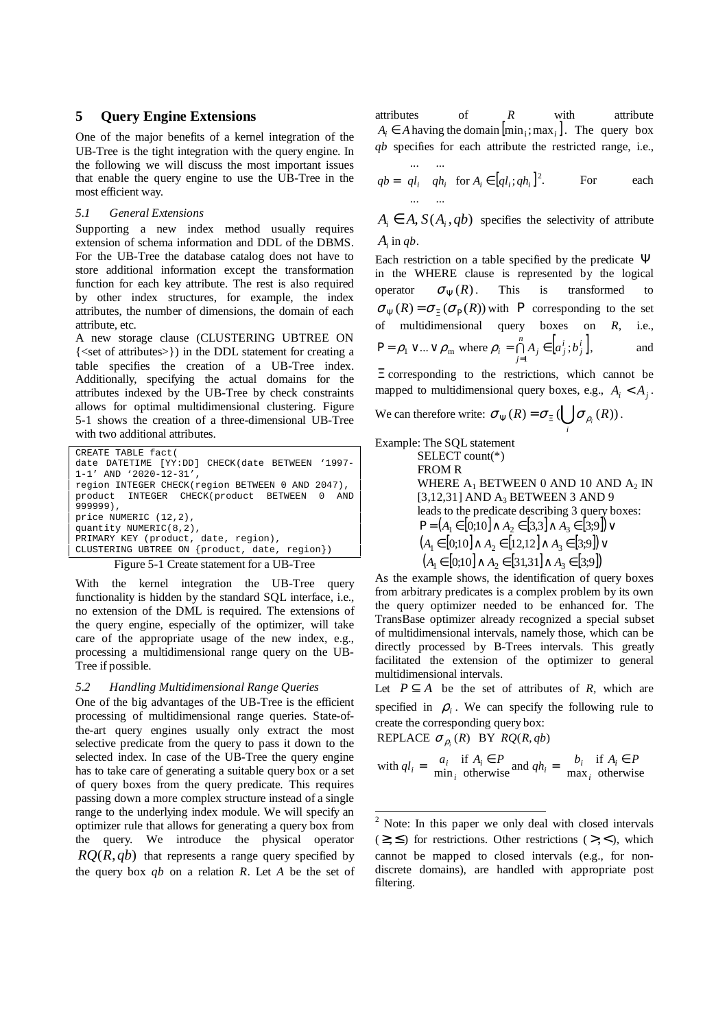## 5 Query Engine Extensions

One of the major benefits of a kernel integration of the UB-Tree is the tight integration with the query engine. In the following we will discuss the most important issues that enable the query engine to use the UB-Tree in the most efficient way.

### *5.1 General Extensions*

Supporting a new index method usually requires extension of schema information and DDL of the DBMS. For the UB-Tree the database catalog does not have to store additional information except the transformation function for each key attribute. The rest is also required by other index structures, for example, the index attributes, the number of dimensions, the domain of each attribute, etc.

A new storage clause (CLUSTERING UBTREE ON {<set of attributes>}) in the DDL statement for creating a table specifies the creation of a UB-Tree index. Additionally, specifying the actual domains for the attributes indexed by the UB-Tree by check constraints allows for optimal multidimensional clustering. Figure 5-1 shows the creation of a three-dimensional UB-Tree with two additional attributes.

```
CREATE TABLE fact(
date DATETIME [YY:DD] CHECK(date BETWEEN '1997-1-1' AND '2020-12-31',
region INTEGER CHECK(region BETWEEN 0 AND 2047),
product INTEGER CHECK(product BETWEEN 0 AND 999999),
price NUMERIC (12,2),
quantity NUMERIC(8,2),
PRIMARY KEY (product, date, region),
CLUSTERING UBTREE ON {product, date, region})
```

Figure 5-1 Create statement for a UB-Tree

With the kernel integration the UB-Tree query functionality is hidden by the standard SQL interface, i.e., no extension of the DML is required. The extensions of the query engine, especially of the optimizer, will take care of the appropriate usage of the new index, e.g., processing a multidimensional range query on the UB-Tree if possible.

### *5.2 Handling Multidimensional Range Queries*

One of the big advantages of the UB-Tree is the efficient processing of multidimensional range queries. State-of-the-art query engines usually only extract the most selective predicate from the query to pass it down to the selected index. In case of the UB-Tree the query engine has to take care of generating a suitable query box or a set of query boxes from the query predicate. This requires passing down a more complex structure instead of a single range to the underlying index module. We will specify an optimizer rule that allows for generating a query box from the query. We introduce the physical operator $RQ(R, qb)$ that represents a range query specified by the query box $qb$ on a relation $R$. Let $A$ be the set of attributes of $R$ with attribute $A_i \in A$ having the domain $[\min_i ; \max_i]$. The query box $qb$ specifies for each attribute the restricted range, i.e.,

$$qb = \begin{matrix} \ldots & \ldots \\ ql_i & qh_i \\ \ldots & \ldots \end{matrix} \quad \text{for } A_i \in [ql_i ; qh_i]^2.$$

For each $A_i \in A, S(A_i, qb)$ specifies the selectivity of attribute $A_i$ in $qb$.

Each restriction on a table specified by the predicate $\Psi$ in the WHERE clause is represented by the logical operator $\sigma_\Psi(R)$. This is transformed to $\sigma_\Psi(R) = \sigma_\Xi(\sigma_P(R))$ with $P$ corresponding to the set of multidimensional query boxes on $R$, i.e., $P = \rho_1 \vee \ldots \vee \rho_m$ where $\rho_i = \bigcap_{j=1}^{n} A_j \in [a_j^i ; b_j^i]$, and $\Xi$ corresponding to the restrictions, which cannot be mapped to multidimensional query boxes, e.g., $A_i < A_j$.

We can therefore write: $\sigma_\Psi(R) = \sigma_\Xi(\bigcup_i \sigma_{\rho_i}(R))$.

Example: The SQL statement

> SELECT count(*)
> FROM R
> WHERE $A_1$ BETWEEN 0 AND 10 AND $A_2$ IN [3,12,31] AND $A_3$ BETWEEN 3 AND 9
> leads to the predicate describing 3 query boxes:
> $P = (A_1 \in [0;10] \wedge A_2 \in [3,3] \wedge A_3 \in [3;9]) \vee$
> $(A_1 \in [0;10] \wedge A_2 \in [12,12] \wedge A_3 \in [3;9]) \vee$
> $(A_1 \in [0;10] \wedge A_2 \in [31,31] \wedge A_3 \in [3;9])$

As the example shows, the identification of query boxes from arbitrary predicates is a complex problem by its own the query optimizer needed to be enhanced for. The TransBase optimizer already recognized a special subset of multidimensional intervals, namely those, which can be directly processed by B-Trees intervals. This greatly facilitated the extension of the optimizer to general multidimensional intervals.

Let $P \subseteq A$ be the set of attributes of $R$, which are specified in $\rho_i$. We can specify the following rule to create the corresponding query box:

REPLACE $\sigma_{\rho_i}(R)$ BY $RQ(R, qb)$

with $ql_i = \begin{cases} a_i & \text{if } A_i \in P \\ \min_i & \text{otherwise} \end{cases}$ and $qh_i = \begin{cases} b_i & \text{if } A_i \in P \\ \max_i & \text{otherwise} \end{cases}$

---

[2] Note: In this paper we only deal with closed intervals ($\geq, \leq$) for restrictions. Other restrictions ($>, <$), which cannot be mapped to closed intervals (e.g., for non-discrete domains), are handled with appropriate post filtering.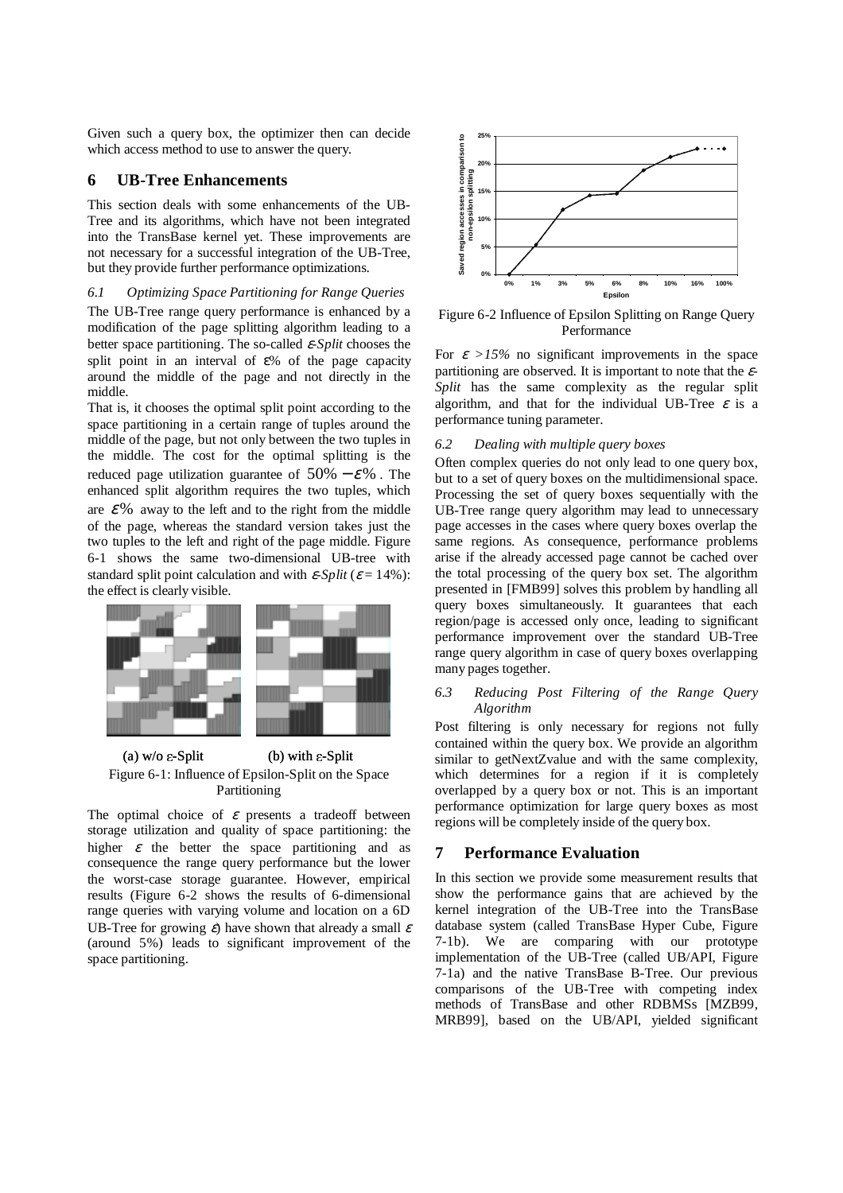Given such a query box, the optimizer then can decide which access method to use to answer the query.

## 6 UB-Tree Enhancements

This section deals with some enhancements of the UB-Tree and its algorithms, which have not been integrated into the TransBase kernel yet. These improvements are not necessary for a successful integration of the UB-Tree, but they provide further performance optimizations.

### *6.1 Optimizing Space Partitioning for Range Queries*

The UB-Tree range query performance is enhanced by a modification of the page splitting algorithm leading to a better space partitioning. The so-called *ε-Split* chooses the split point in an interval of ε% of the page capacity around the middle of the page and not directly in the middle.

That is, it chooses the optimal split point according to the space partitioning in a certain range of tuples around the middle of the page, but not only between the two tuples in the middle. The cost for the optimal splitting is the reduced page utilization guarantee of $50\% - \varepsilon\%$. The enhanced split algorithm requires the two tuples, which are $\varepsilon\%$ away to the left and to the right from the middle of the page, whereas the standard version takes just the two tuples to the left and right of the page middle. Figure 6-1 shows the same two-dimensional UB-tree with standard split point calculation and with *ε-Split* ($\varepsilon = 14\%$): the effect is clearly visible.

(a) w/o ε-Split (b) with ε-Split

Figure 6-1: Influence of Epsilon-Split on the Space Partitioning

The optimal choice of $\varepsilon$ presents a tradeoff between storage utilization and quality of space partitioning: the higher $\varepsilon$ the better the space partitioning and as consequence the range query performance but the lower the worst-case storage guarantee. However, empirical results (Figure 6-2 shows the results of 6-dimensional range queries with varying volume and location on a 6D UB-Tree for growing $\varepsilon$) have shown that already a small $\varepsilon$ (around 5%) leads to significant improvement of the space partitioning.

Figure 6-2 Influence of Epsilon Splitting on Range Query Performance

For $\varepsilon > 15\%$ no significant improvements in the space partitioning are observed. It is important to note that the *ε-Split* has the same complexity as the regular split algorithm, and that for the individual UB-Tree $\varepsilon$ is a performance tuning parameter.

### *6.2 Dealing with multiple query boxes*

Often complex queries do not only lead to one query box, but to a set of query boxes on the multidimensional space. Processing the set of query boxes sequentially with the UB-Tree range query algorithm may lead to unnecessary page accesses in the cases where query boxes overlap the same regions. As consequence, performance problems arise if the already accessed page cannot be cached over the total processing of the query box set. The algorithm presented in [FMB99] solves this problem by handling all query boxes simultaneously. It guarantees that each region/page is accessed only once, leading to significant performance improvement over the standard UB-Tree range query algorithm in case of query boxes overlapping many pages together.

### *6.3 Reducing Post Filtering of the Range Query Algorithm*

Post filtering is only necessary for regions not fully contained within the query box. We provide an algorithm similar to getNextZvalue and with the same complexity, which determines for a region if it is completely overlapped by a query box or not. This is an important performance optimization for large query boxes as most regions will be completely inside of the query box.

## 7 Performance Evaluation

In this section we provide some measurement results that show the performance gains that are achieved by the kernel integration of the UB-Tree into the TransBase database system (called TransBase Hyper Cube, Figure 7-1b). We are comparing with our prototype implementation of the UB-Tree (called UB/API, Figure 7-1a) and the native TransBase B-Tree. Our previous comparisons of the UB-Tree with competing index methods of TransBase and other RDBMSs [MZB99, MRB99], based on the UB/API, yielded significant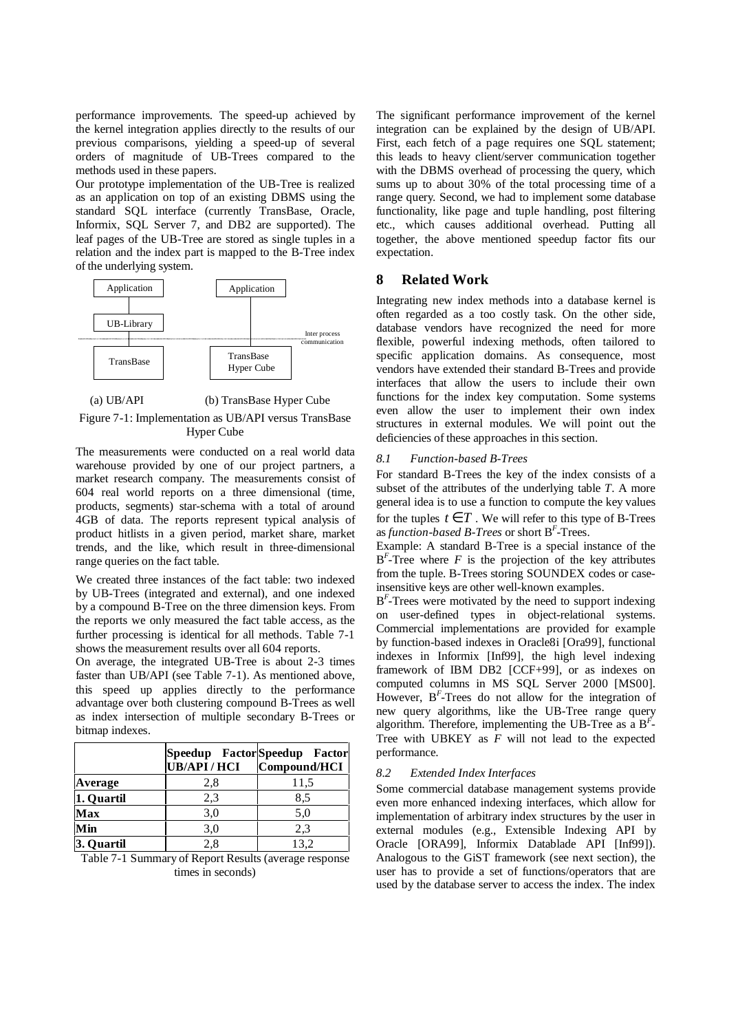performance improvements. The speed-up achieved by the kernel integration applies directly to the results of our previous comparisons, yielding a speed-up of several orders of magnitude of UB-Trees compared to the methods used in these papers.

Our prototype implementation of the UB-Tree is realized as an application on top of an existing DBMS using the standard SQL interface (currently TransBase, Oracle, Informix, SQL Server 7, and DB2 are supported). The leaf pages of the UB-Tree are stored as single tuples in a relation and the index part is mapped to the B-Tree index of the underlying system.

Application | UB-Library | TransBase — Application | TransBase Hyper Cube — Inter process communication

(a) UB/API (b) TransBase Hyper Cube

Figure 7-1: Implementation as UB/API versus TransBase Hyper Cube

The measurements were conducted on a real world data warehouse provided by one of our project partners, a market research company. The measurements consist of 604 real world reports on a three dimensional (time, products, segments) star-schema with a total of around 4GB of data. The reports represent typical analysis of product hitlists in a given period, market share, market trends, and the like, which result in three-dimensional range queries on the fact table.

We created three instances of the fact table: two indexed by UB-Trees (integrated and external), and one indexed by a compound B-Tree on the three dimension keys. From the reports we only measured the fact table access, as the further processing is identical for all methods. Table 7-1 shows the measurement results over all 604 reports.

On average, the integrated UB-Tree is about 2-3 times faster than UB/API (see Table 7-1). As mentioned above, this speed up applies directly to the performance advantage over both clustering compound B-Trees as well as index intersection of multiple secondary B-Trees or bitmap indexes.

| | Speedup Factor UB/API / HCI | Speedup Factor Compound/HCI |
|---|---|---|
| **Average** | 2,8 | 11,5 |
| **1. Quartil** | 2,3 | 8,5 |
| **Max** | 3,0 | 5,0 |
| **Min** | 3,0 | 2,3 |
| **3. Quartil** | 2,8 | 13,2 |

Table 7-1 Summary of Report Results (average response times in seconds)

The significant performance improvement of the kernel integration can be explained by the design of UB/API. First, each fetch of a page requires one SQL statement; this leads to heavy client/server communication together with the DBMS overhead of processing the query, which sums up to about 30% of the total processing time of a range query. Second, we had to implement some database functionality, like page and tuple handling, post filtering etc., which causes additional overhead. Putting all together, the above mentioned speedup factor fits our expectation.

## 8 Related Work

Integrating new index methods into a database kernel is often regarded as a too costly task. On the other side, database vendors have recognized the need for more flexible, powerful indexing methods, often tailored to specific application domains. As consequence, most vendors have extended their standard B-Trees and provide interfaces that allow the users to include their own functions for the index key computation. Some systems even allow the user to implement their own index structures in external modules. We will point out the deficiencies of these approaches in this section.

### *8.1 Function-based B-Trees*

For standard B-Trees the key of the index consists of a subset of the attributes of the underlying table $T$. A more general idea is to use a function to compute the key values for the tuples $t \in T$. We will refer to this type of B-Trees as *function-based B-Trees* or short $B^F$-Trees.

Example: A standard B-Tree is a special instance of the $B^F$-Tree where $F$ is the projection of the key attributes from the tuple. B-Trees storing SOUNDEX codes or case-insensitive keys are other well-known examples.

$B^F$-Trees were motivated by the need to support indexing on user-defined types in object-relational systems. Commercial implementations are provided for example by function-based indexes in Oracle8i [Ora99], functional indexes in Informix [Inf99], the high level indexing framework of IBM DB2 [CCF+99], or as indexes on computed columns in MS SQL Server 2000 [MS00]. However, $B^F$-Trees do not allow for the integration of new query algorithms, like the UB-Tree range query algorithm. Therefore, implementing the UB-Tree as a $B^F$-Tree with UBKEY as $F$ will not lead to the expected performance.

### *8.2 Extended Index Interfaces*

Some commercial database management systems provide even more enhanced indexing interfaces, which allow for implementation of arbitrary index structures by the user in external modules (e.g., Extensible Indexing API by Oracle [ORA99], Informix Datablade API [Inf99]). Analogous to the GiST framework (see next section), the user has to provide a set of functions/operators that are used by the database server to access the index. The index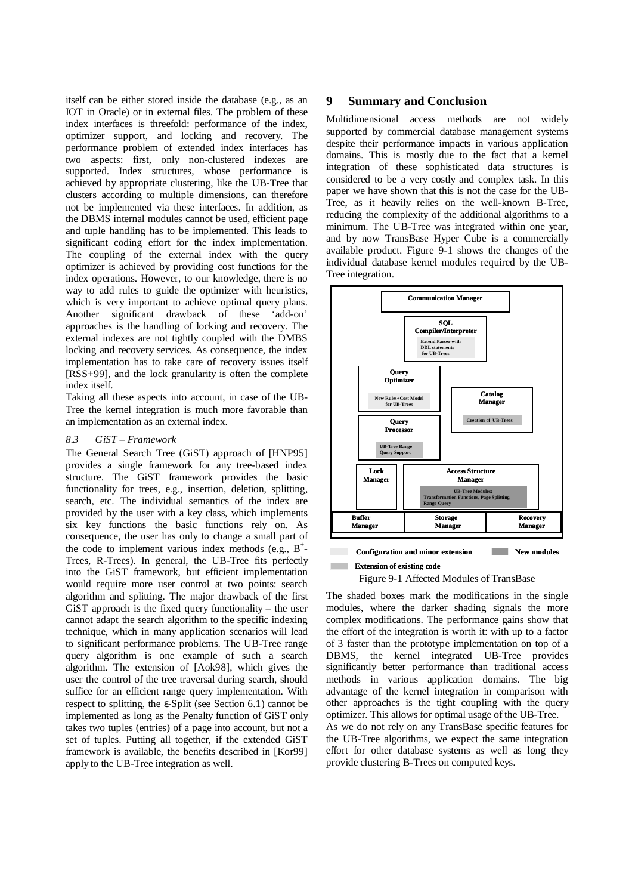itself can be either stored inside the database (e.g., as an IOT in Oracle) or in external files. The problem of these index interfaces is threefold: performance of the index, optimizer support, and locking and recovery. The performance problem of extended index interfaces has two aspects: first, only non-clustered indexes are supported. Index structures, whose performance is achieved by appropriate clustering, like the UB-Tree that clusters according to multiple dimensions, can therefore not be implemented via these interfaces. In addition, as the DBMS internal modules cannot be used, efficient page and tuple handling has to be implemented. This leads to significant coding effort for the index implementation. The coupling of the external index with the query optimizer is achieved by providing cost functions for the index operations. However, to our knowledge, there is no way to add rules to guide the optimizer with heuristics, which is very important to achieve optimal query plans. Another significant drawback of these 'add-on' approaches is the handling of locking and recovery. The external indexes are not tightly coupled with the DMBS locking and recovery services. As consequence, the index implementation has to take care of recovery issues itself [RSS+99], and the lock granularity is often the complete index itself.

Taking all these aspects into account, in case of the UB-Tree the kernel integration is much more favorable than an implementation as an external index.

### 8.3 GiST – Framework

The General Search Tree (GiST) approach of [HNP95] provides a single framework for any tree-based index structure. The GiST framework provides the basic functionality for trees, e.g., insertion, deletion, splitting, search, etc. The individual semantics of the index are provided by the user with a key class, which implements six key functions the basic functions rely on. As consequence, the user has only to change a small part of the code to implement various index methods (e.g., $B^+$-Trees, R-Trees). In general, the UB-Tree fits perfectly into the GiST framework, but efficient implementation would require more user control at two points: search algorithm and splitting. The major drawback of the first GiST approach is the fixed query functionality – the user cannot adapt the search algorithm to the specific indexing technique, which in many application scenarios will lead to significant performance problems. The UB-Tree range query algorithm is one example of such a search algorithm. The extension of [Aok98], which gives the user the control of the tree traversal during search, should suffice for an efficient range query implementation. With respect to splitting, the $\varepsilon$-Split (see Section 6.1) cannot be implemented as long as the Penalty function of GiST only takes two tuples (entries) of a page into account, but not a set of tuples. Putting all together, if the extended GiST framework is available, the benefits described in [Kor99] apply to the UB-Tree integration as well.

## 9 Summary and Conclusion

Multidimensional access methods are not widely supported by commercial database management systems despite their performance impacts in various application domains. This is mostly due to the fact that a kernel integration of these sophisticated data structures is considered to be a very costly and complex task. In this paper we have shown that this is not the case for the UB-Tree, as it heavily relies on the well-known B-Tree, reducing the complexity of the additional algorithms to a minimum. The UB-Tree was integrated within one year, and by now TransBase Hyper Cube is a commercially available product. Figure 9-1 shows the changes of the individual database kernel modules required by the UB-Tree integration.

Communication Manager; SQL Compiler/Interpreter (Extend Parser with DDL statements for UB-Trees); Query Optimizer (New Rules+Cost Model for UB-Trees); Catalog Manager (Creation of UB-Trees); Query Processor (UB-Tree Range Query Support); Lock Manager; Access Structure Manager (UB-Tree Modules: Transformation Functions, Page Splitting, Range Query); Buffer Manager; Storage Manager; Recovery Manager

Legend: Configuration and minor extension; Extension of existing code; New modules

Figure 9-1 Affected Modules of TransBase

The shaded boxes mark the modifications in the single modules, where the darker shading signals the more complex modifications. The performance gains show that the effort of the integration is worth it: with up to a factor of 3 faster than the prototype implementation on top of a DBMS, the kernel integrated UB-Tree provides significantly better performance than traditional access methods in various application domains. The big advantage of the kernel integration in comparison with other approaches is the tight coupling with the query optimizer. This allows for optimal usage of the UB-Tree.

As we do not rely on any TransBase specific features for the UB-Tree algorithms, we expect the same integration effort for other database systems as well as long they provide clustering B-Trees on computed keys.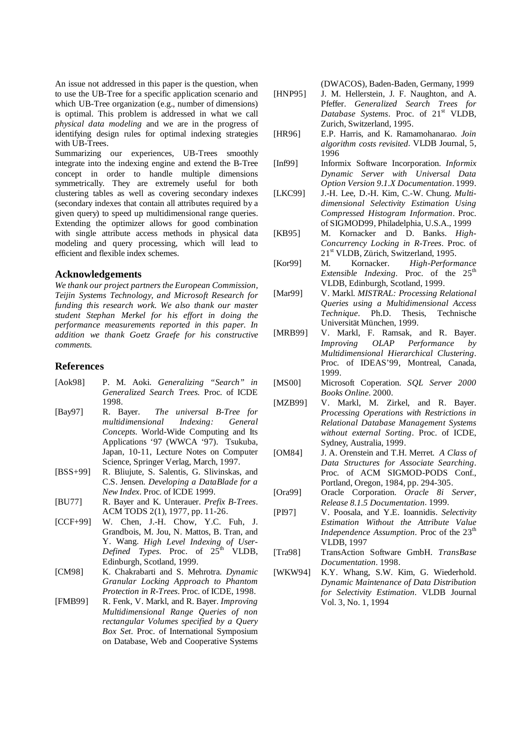An issue not addressed in this paper is the question, when to use the UB-Tree for a specific application scenario and which UB-Tree organization (e.g., number of dimensions) is optimal. This problem is addressed in what we call *physical data modeling* and we are in the progress of identifying design rules for optimal indexing strategies with UB-Trees.

Summarizing our experiences, UB-Trees smoothly integrate into the indexing engine and extend the B-Tree concept in order to handle multiple dimensions symmetrically. They are extremely useful for both clustering tables as well as covering secondary indexes (secondary indexes that contain all attributes required by a given query) to speed up multidimensional range queries. Extending the optimizer allows for good combination with single attribute access methods in physical data modeling and query processing, which will lead to efficient and flexible index schemes.

## Acknowledgements

*We thank our project partners the European Commission, Teijin Systems Technology, and Microsoft Research for funding this research work. We also thank our master student Stephan Merkel for his effort in doing the performance measurements reported in this paper. In addition we thank Goetz Graefe for his constructive comments.*

## References

[Aok98] P. M. Aoki. *Generalizing "Search" in Generalized Search Trees*. Proc. of ICDE 1998.

[Bay97] R. Bayer. *The universal B-Tree for multidimensional Indexing: General Concepts*. World-Wide Computing and Its Applications '97 (WWCA '97). Tsukuba, Japan, 10-11, Lecture Notes on Computer Science, Springer Verlag, March, 1997.

[BSS+99] R. Bliujute, S. Salentis, G. Slivinskas, and C.S. Jensen. *Developing a DataBlade for a New Index*. Proc. of ICDE 1999.

[BU77] R. Bayer and K. Unterauer. *Prefix B-Trees*. ACM TODS 2(1), 1977, pp. 11-26.

[CCF+99] W. Chen, J.-H. Chow, Y.C. Fuh, J. Grandbois, M. Jou, N. Mattos, B. Tran, and Y. Wang. *High Level Indexing of User-Defined Types*. Proc. of 25th VLDB, Edinburgh, Scotland, 1999.

[CM98] K. Chakrabarti and S. Mehrotra. *Dynamic Granular Locking Approach to Phantom Protection in R-Trees*. Proc. of ICDE, 1998.

[FMB99] R. Fenk, V. Markl, and R. Bayer. *Improving Multidimensional Range Queries of non rectangular Volumes specified by a Query Box Set*. Proc. of International Symposium on Database, Web and Cooperative Systems (DWACOS), Baden-Baden, Germany, 1999

[HNP95] J. M. Hellerstein, J. F. Naughton, and A. Pfeffer. *Generalized Search Trees for Database Systems*. Proc. of 21st VLDB, Zurich, Switzerland, 1995.

[HR96] E.P. Harris, and K. Ramamohanarao. *Join algorithm costs revisited*. VLDB Journal, 5, 1996

[Inf99] Informix Software Incorporation. *Informix Dynamic Server with Universal Data Option Version 9.1.X Documentation*. 1999.

[LKC99] J.-H. Lee, D.-H. Kim, C.-W. Chung. *Multi-dimensional Selectivity Estimation Using Compressed Histogram Information*. Proc. of SIGMOD99, Philadelphia, U.S.A., 1999

[KB95] M. Kornacker and D. Banks. *High-Concurrency Locking in R-Trees*. Proc. of 21st VLDB, Zürich, Switzerland, 1995.

[Kor99] M. Kornacker. *High-Performance Extensible Indexing*. Proc. of the 25th VLDB, Edinburgh, Scotland, 1999.

[Mar99] V. Markl. *MISTRAL: Processing Relational Queries using a Multidimensional Access Technique*. Ph.D. Thesis, Technische Universität München, 1999.

[MRB99] V. Markl, F. Ramsak, and R. Bayer. *Improving OLAP Performance by Multidimensional Hierarchical Clustering*. Proc. of IDEAS'99, Montreal, Canada, 1999.

[MS00] Microsoft Coperation. *SQL Server 2000 Books Online*. 2000.

[MZB99] V. Markl, M. Zirkel, and R. Bayer. *Processing Operations with Restrictions in Relational Database Management Systems without external Sorting*. Proc. of ICDE, Sydney, Australia, 1999.

[OM84] J. A. Orenstein and T.H. Merret. *A Class of Data Structures for Associate Searching*. Proc. of ACM SIGMOD-PODS Conf., Portland, Oregon, 1984, pp. 294-305.

[Ora99] Oracle Corporation. *Oracle 8i Server, Release 8.1.5 Documentation*. 1999.

[PI97] V. Poosala, and Y.E. Ioannidis. *Selectivity Estimation Without the Attribute Value Independence Assumption*. Proc of the 23th VLDB, 1997

[Tra98] TransAction Software GmbH. *TransBase Documentation*. 1998.

[WKW94] K.Y. Whang, S.W. Kim, G. Wiederhold. *Dynamic Maintenance of Data Distribution for Selectivity Estimation*. VLDB Journal Vol. 3, No. 1, 1994